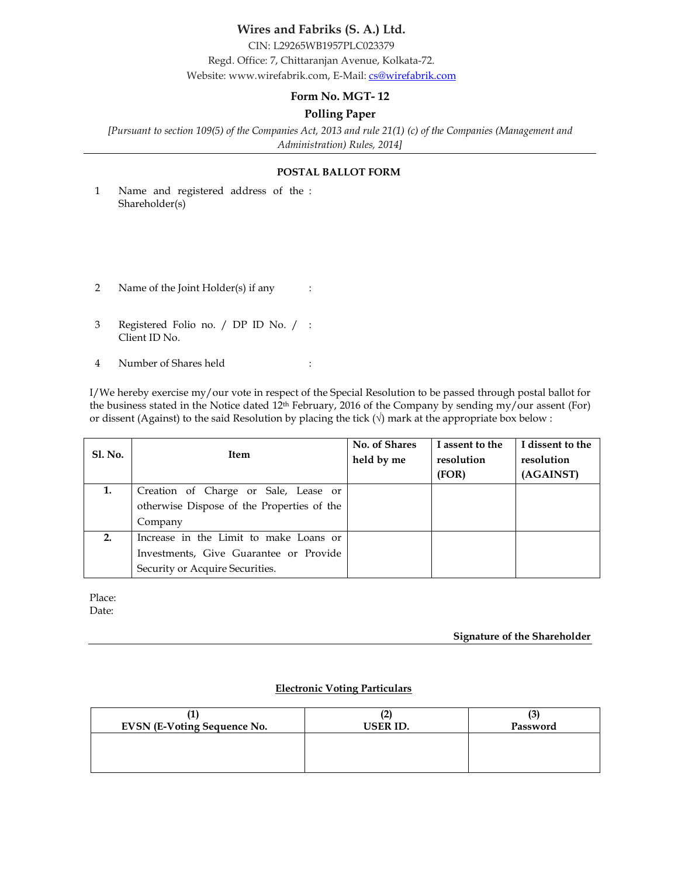# Wires and Fabriks (S. A.) Ltd.

CIN: L29265WB1957PLC023379

Regd. Office: 7, Chittaranjan Avenue, Kolkata-72.

Website: www.wirefabrik.com, E-Mail: cs@wirefabrik.com

## Form No. MGT- 12

## Polling Paper

*[Pursuant to section 109(5) of the Companies Act, 2013 and rule 21(1) (c) of the Companies (Management and Administration) Rules, 2014]*

---

### POSTAL BALLOT FORM

1. Name and registered address of the Shareholder(s) :

2. Name of the Joint Holder(s) if any :

3. Registered Folio no. / DP ID No. / Client ID No. :

4. Number of Shares held :

I/We hereby exercise my/our vote in respect of the Special Resolution to be passed through postal ballot for the business stated in the Notice dated 12th February, 2016 of the Company by sending my/our assent (For) or dissent (Against) to the said Resolution by placing the tick (√) mark at the appropriate box below :

| Sl. No. | Item | No. of Shares held by me | I assent to the resolution (FOR) | I dissent to the resolution (AGAINST) |
|---|---|---|---|---|
| **1.** | Creation of Charge or Sale, Lease or otherwise Dispose of the Properties of the Company | | | |
| **2.** | Increase in the Limit to make Loans or Investments, Give Guarantee or Provide Security or Acquire Securities. | | | |

Place:

Date:

**Signature of the Shareholder**

---

**Electronic Voting Particulars**

| (1) EVSN (E-Voting Sequence No. | (2) USER ID. | (3) Password |
|---|---|---|
| | | |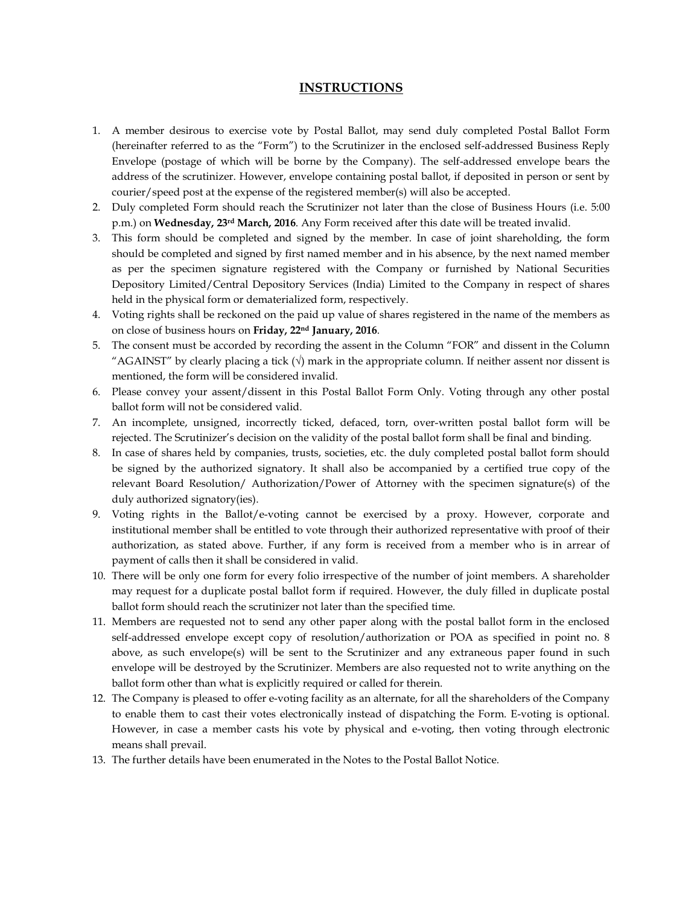## INSTRUCTIONS

1. A member desirous to exercise vote by Postal Ballot, may send duly completed Postal Ballot Form (hereinafter referred to as the "Form") to the Scrutinizer in the enclosed self-addressed Business Reply Envelope (postage of which will be borne by the Company). The self-addressed envelope bears the address of the scrutinizer. However, envelope containing postal ballot, if deposited in person or sent by courier/speed post at the expense of the registered member(s) will also be accepted.
2. Duly completed Form should reach the Scrutinizer not later than the close of Business Hours (i.e. 5:00 p.m.) on **Wednesday, 23rd March, 2016**. Any Form received after this date will be treated invalid.
3. This form should be completed and signed by the member. In case of joint shareholding, the form should be completed and signed by first named member and in his absence, by the next named member as per the specimen signature registered with the Company or furnished by National Securities Depository Limited/Central Depository Services (India) Limited to the Company in respect of shares held in the physical form or dematerialized form, respectively.
4. Voting rights shall be reckoned on the paid up value of shares registered in the name of the members as on close of business hours on **Friday, 22nd January, 2016**.
5. The consent must be accorded by recording the assent in the Column "FOR" and dissent in the Column "AGAINST" by clearly placing a tick (√) mark in the appropriate column. If neither assent nor dissent is mentioned, the form will be considered invalid.
6. Please convey your assent/dissent in this Postal Ballot Form Only. Voting through any other postal ballot form will not be considered valid.
7. An incomplete, unsigned, incorrectly ticked, defaced, torn, over-written postal ballot form will be rejected. The Scrutinizer's decision on the validity of the postal ballot form shall be final and binding.
8. In case of shares held by companies, trusts, societies, etc. the duly completed postal ballot form should be signed by the authorized signatory. It shall also be accompanied by a certified true copy of the relevant Board Resolution/ Authorization/Power of Attorney with the specimen signature(s) of the duly authorized signatory(ies).
9. Voting rights in the Ballot/e-voting cannot be exercised by a proxy. However, corporate and institutional member shall be entitled to vote through their authorized representative with proof of their authorization, as stated above. Further, if any form is received from a member who is in arrear of payment of calls then it shall be considered in valid.
10. There will be only one form for every folio irrespective of the number of joint members. A shareholder may request for a duplicate postal ballot form if required. However, the duly filled in duplicate postal ballot form should reach the scrutinizer not later than the specified time.
11. Members are requested not to send any other paper along with the postal ballot form in the enclosed self-addressed envelope except copy of resolution/authorization or POA as specified in point no. 8 above, as such envelope(s) will be sent to the Scrutinizer and any extraneous paper found in such envelope will be destroyed by the Scrutinizer. Members are also requested not to write anything on the ballot form other than what is explicitly required or called for therein.
12. The Company is pleased to offer e-voting facility as an alternate, for all the shareholders of the Company to enable them to cast their votes electronically instead of dispatching the Form. E-voting is optional. However, in case a member casts his vote by physical and e-voting, then voting through electronic means shall prevail.
13. The further details have been enumerated in the Notes to the Postal Ballot Notice.